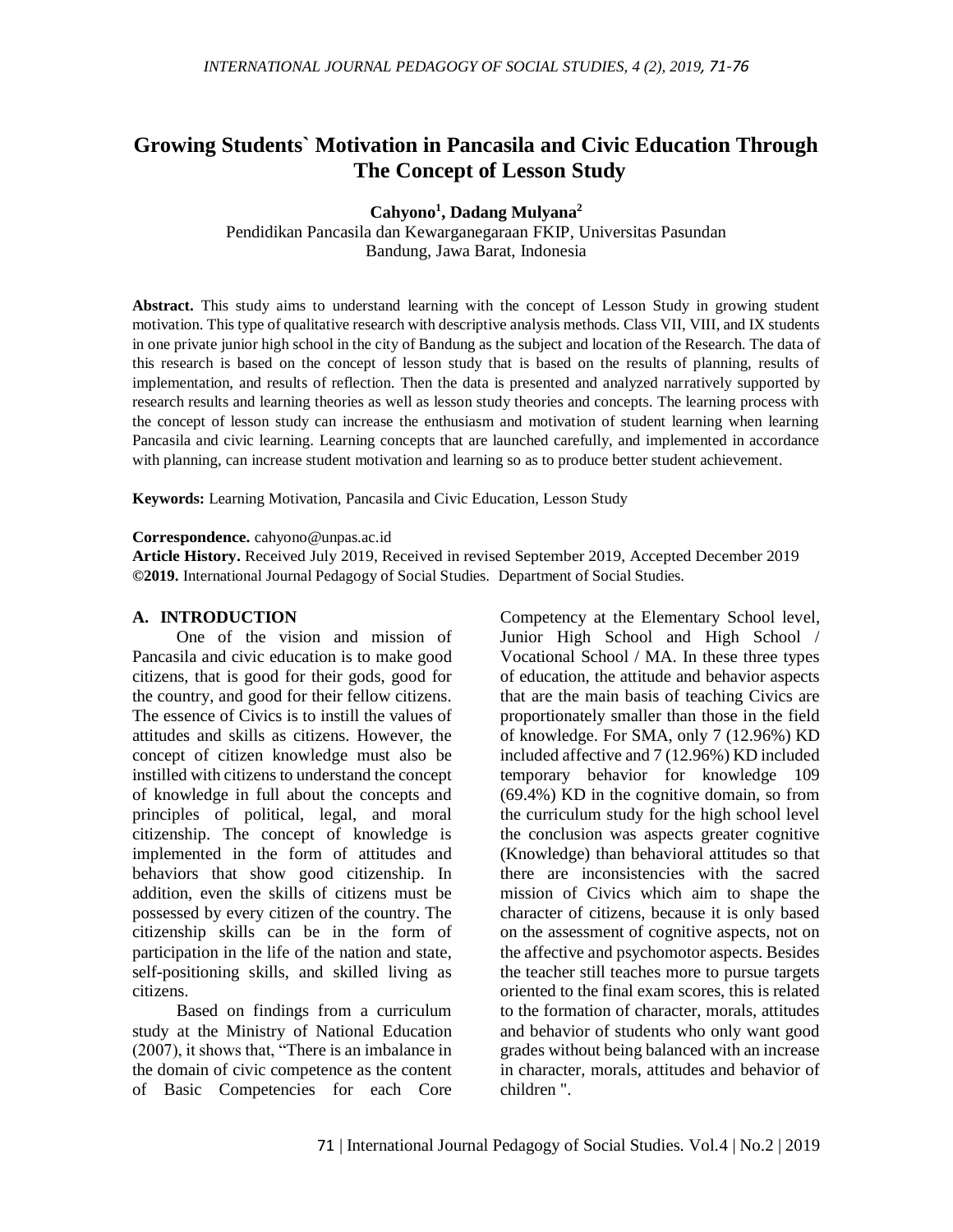# Growing Students` Motivation in Pancasila and Civic Education Through The Concept of Lesson Study

**Cahyono[1], Dadang Mulyana[2]**

Pendidikan Pancasila dan Kewarganegaraan FKIP, Universitas Pasundan
Bandung, Jawa Barat, Indonesia

**Abstract.** This study aims to understand learning with the concept of Lesson Study in growing student motivation. This type of qualitative research with descriptive analysis methods. Class VII, VIII, and IX students in one private junior high school in the city of Bandung as the subject and location of the Research. The data of this research is based on the concept of lesson study that is based on the results of planning, results of implementation, and results of reflection. Then the data is presented and analyzed narratively supported by research results and learning theories as well as lesson study theories and concepts. The learning process with the concept of lesson study can increase the enthusiasm and motivation of student learning when learning Pancasila and civic learning. Learning concepts that are launched carefully, and implemented in accordance with planning, can increase student motivation and learning so as to produce better student achievement.

**Keywords:** Learning Motivation, Pancasila and Civic Education, Lesson Study

**Correspondence.** cahyono@unpas.ac.id
**Article History.** Received July 2019, Received in revised September 2019, Accepted December 2019
**©2019.** International Journal Pedagogy of Social Studies. Department of Social Studies.

## A. INTRODUCTION

One of the vision and mission of Pancasila and civic education is to make good citizens, that is good for their gods, good for the country, and good for their fellow citizens. The essence of Civics is to instill the values of attitudes and skills as citizens. However, the concept of citizen knowledge must also be instilled with citizens to understand the concept of knowledge in full about the concepts and principles of political, legal, and moral citizenship. The concept of knowledge is implemented in the form of attitudes and behaviors that show good citizenship. In addition, even the skills of citizens must be possessed by every citizen of the country. The citizenship skills can be in the form of participation in the life of the nation and state, self-positioning skills, and skilled living as citizens.

Based on findings from a curriculum study at the Ministry of National Education (2007), it shows that, "There is an imbalance in the domain of civic competence as the content of Basic Competencies for each Core Competency at the Elementary School level, Junior High School and High School / Vocational School / MA. In these three types of education, the attitude and behavior aspects that are the main basis of teaching Civics are proportionately smaller than those in the field of knowledge. For SMA, only 7 (12.96%) KD included affective and 7 (12.96%) KD included temporary behavior for knowledge 109 (69.4%) KD in the cognitive domain, so from the curriculum study for the high school level the conclusion was aspects greater cognitive (Knowledge) than behavioral attitudes so that there are inconsistencies with the sacred mission of Civics which aim to shape the character of citizens, because it is only based on the assessment of cognitive aspects, not on the affective and psychomotor aspects. Besides the teacher still teaches more to pursue targets oriented to the final exam scores, this is related to the formation of character, morals, attitudes and behavior of students who only want good grades without being balanced with an increase in character, morals, attitudes and behavior of children ".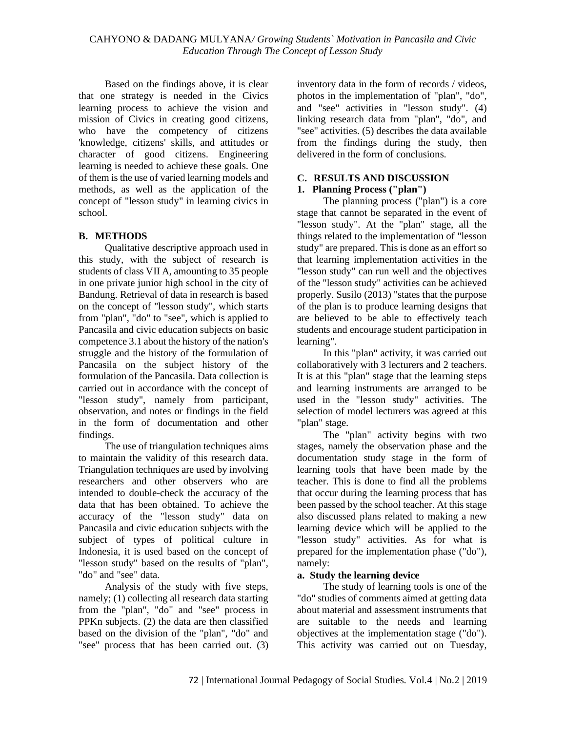Based on the findings above, it is clear that one strategy is needed in the Civics learning process to achieve the vision and mission of Civics in creating good citizens, who have the competency of citizens 'knowledge, citizens' skills, and attitudes or character of good citizens. Engineering learning is needed to achieve these goals. One of them is the use of varied learning models and methods, as well as the application of the concept of "lesson study" in learning civics in school.

## B. METHODS

Qualitative descriptive approach used in this study, with the subject of research is students of class VII A, amounting to 35 people in one private junior high school in the city of Bandung. Retrieval of data in research is based on the concept of "lesson study", which starts from "plan", "do" to "see", which is applied to Pancasila and civic education subjects on basic competence 3.1 about the history of the nation's struggle and the history of the formulation of Pancasila on the subject history of the formulation of the Pancasila. Data collection is carried out in accordance with the concept of "lesson study", namely from participant, observation, and notes or findings in the field in the form of documentation and other findings.

The use of triangulation techniques aims to maintain the validity of this research data. Triangulation techniques are used by involving researchers and other observers who are intended to double-check the accuracy of the data that has been obtained. To achieve the accuracy of the "lesson study" data on Pancasila and civic education subjects with the subject of types of political culture in Indonesia, it is used based on the concept of "lesson study" based on the results of "plan", "do" and "see" data.

Analysis of the study with five steps, namely; (1) collecting all research data starting from the "plan", "do" and "see" process in PPKn subjects. (2) the data are then classified based on the division of the "plan", "do" and "see" process that has been carried out. (3) inventory data in the form of records / videos, photos in the implementation of "plan", "do", and "see" activities in "lesson study". (4) linking research data from "plan", "do", and "see" activities. (5) describes the data available from the findings during the study, then delivered in the form of conclusions.

## C. RESULTS AND DISCUSSION

### 1. Planning Process ("plan")

The planning process ("plan") is a core stage that cannot be separated in the event of "lesson study". At the "plan" stage, all the things related to the implementation of "lesson study" are prepared. This is done as an effort so that learning implementation activities in the "lesson study" can run well and the objectives of the "lesson study" activities can be achieved properly. Susilo (2013) "states that the purpose of the plan is to produce learning designs that are believed to be able to effectively teach students and encourage student participation in learning".

In this "plan" activity, it was carried out collaboratively with 3 lecturers and 2 teachers. It is at this "plan" stage that the learning steps and learning instruments are arranged to be used in the "lesson study" activities. The selection of model lecturers was agreed at this "plan" stage.

The "plan" activity begins with two stages, namely the observation phase and the documentation study stage in the form of learning tools that have been made by the teacher. This is done to find all the problems that occur during the learning process that has been passed by the school teacher. At this stage also discussed plans related to making a new learning device which will be applied to the "lesson study" activities. As for what is prepared for the implementation phase ("do"), namely:

#### a. Study the learning device

The study of learning tools is one of the "do" studies of comments aimed at getting data about material and assessment instruments that are suitable to the needs and learning objectives at the implementation stage ("do"). This activity was carried out on Tuesday,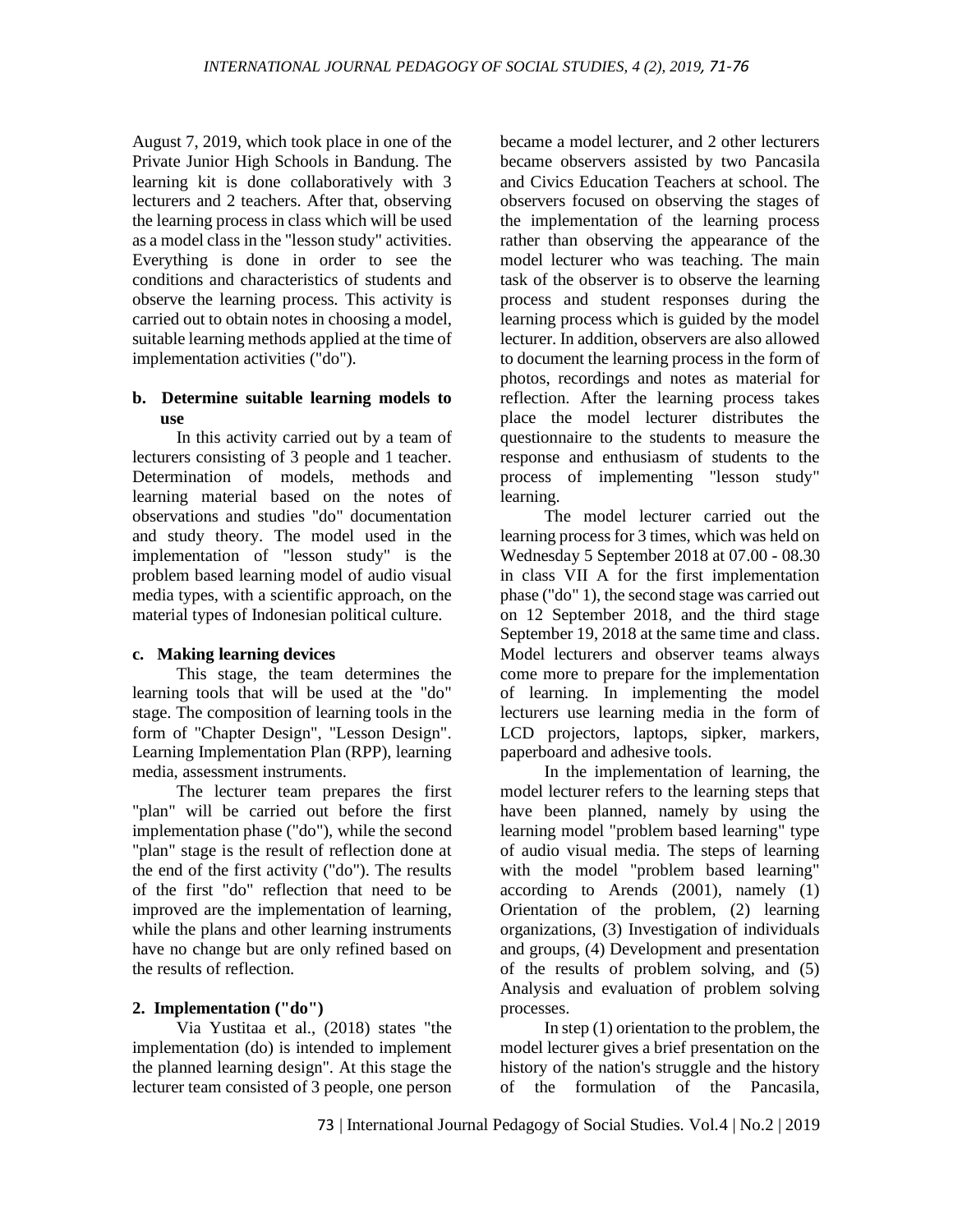August 7, 2019, which took place in one of the Private Junior High Schools in Bandung. The learning kit is done collaboratively with 3 lecturers and 2 teachers. After that, observing the learning process in class which will be used as a model class in the "lesson study" activities. Everything is done in order to see the conditions and characteristics of students and observe the learning process. This activity is carried out to obtain notes in choosing a model, suitable learning methods applied at the time of implementation activities ("do").

**b. Determine suitable learning models to use**

In this activity carried out by a team of lecturers consisting of 3 people and 1 teacher. Determination of models, methods and learning material based on the notes of observations and studies "do" documentation and study theory. The model used in the implementation of "lesson study" is the problem based learning model of audio visual media types, with a scientific approach, on the material types of Indonesian political culture.

**c. Making learning devices**

This stage, the team determines the learning tools that will be used at the "do" stage. The composition of learning tools in the form of "Chapter Design", "Lesson Design". Learning Implementation Plan (RPP), learning media, assessment instruments.

The lecturer team prepares the first "plan" will be carried out before the first implementation phase ("do"), while the second "plan" stage is the result of reflection done at the end of the first activity ("do"). The results of the first "do" reflection that need to be improved are the implementation of learning, while the plans and other learning instruments have no change but are only refined based on the results of reflection.

**2. Implementation ("do")**

Via Yustitaa et al., (2018) states "the implementation (do) is intended to implement the planned learning design". At this stage the lecturer team consisted of 3 people, one person became a model lecturer, and 2 other lecturers became observers assisted by two Pancasila and Civics Education Teachers at school. The observers focused on observing the stages of the implementation of the learning process rather than observing the appearance of the model lecturer who was teaching. The main task of the observer is to observe the learning process and student responses during the learning process which is guided by the model lecturer. In addition, observers are also allowed to document the learning process in the form of photos, recordings and notes as material for reflection. After the learning process takes place the model lecturer distributes the questionnaire to the students to measure the response and enthusiasm of students to the process of implementing "lesson study" learning.

The model lecturer carried out the learning process for 3 times, which was held on Wednesday 5 September 2018 at 07.00 - 08.30 in class VII A for the first implementation phase ("do" 1), the second stage was carried out on 12 September 2018, and the third stage September 19, 2018 at the same time and class. Model lecturers and observer teams always come more to prepare for the implementation of learning. In implementing the model lecturers use learning media in the form of LCD projectors, laptops, sipker, markers, paperboard and adhesive tools.

In the implementation of learning, the model lecturer refers to the learning steps that have been planned, namely by using the learning model "problem based learning" type of audio visual media. The steps of learning with the model "problem based learning" according to Arends (2001), namely (1) Orientation of the problem, (2) learning organizations, (3) Investigation of individuals and groups, (4) Development and presentation of the results of problem solving, and (5) Analysis and evaluation of problem solving processes.

In step (1) orientation to the problem, the model lecturer gives a brief presentation on the history of the nation's struggle and the history of the formulation of the Pancasila,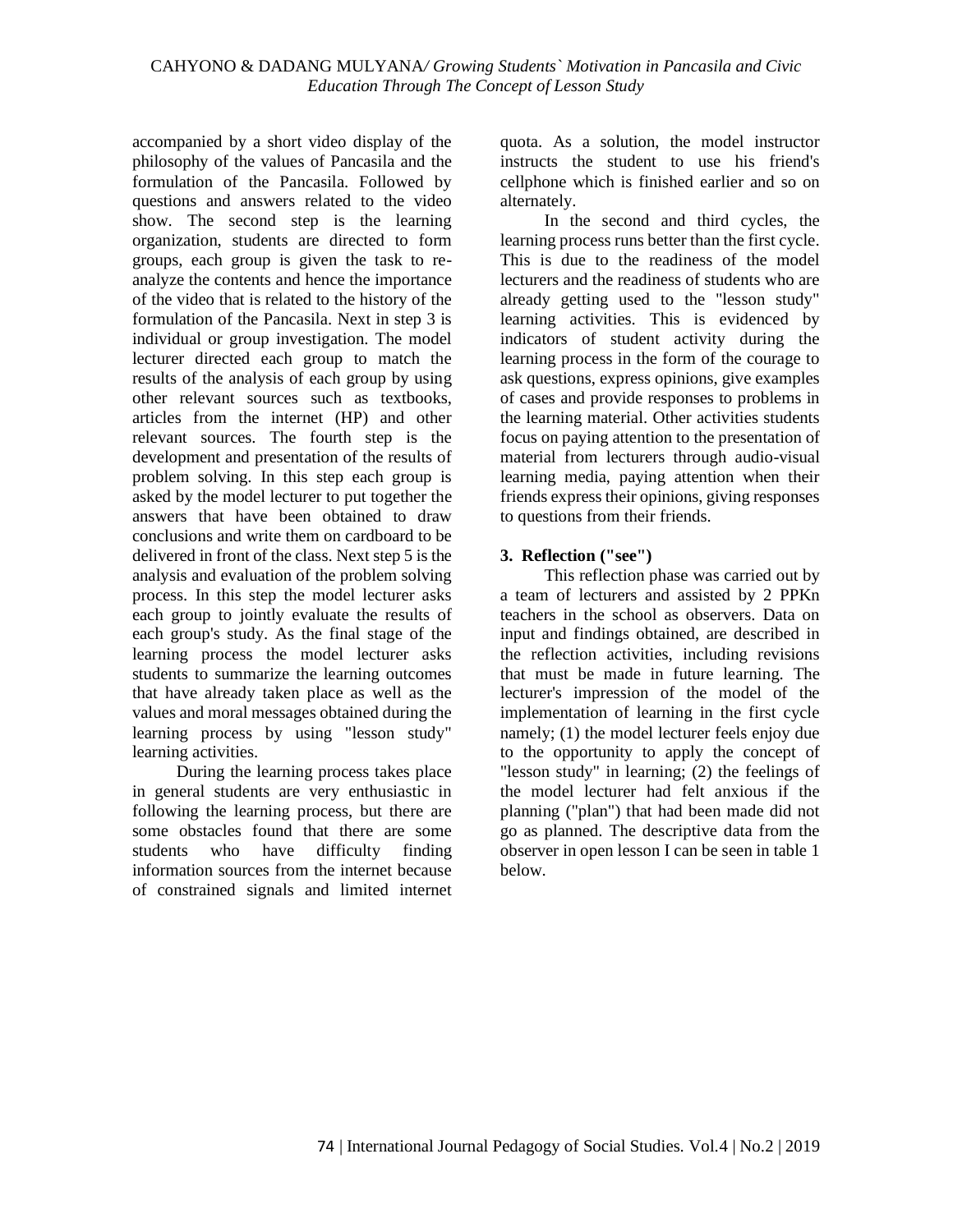accompanied by a short video display of the philosophy of the values of Pancasila and the formulation of the Pancasila. Followed by questions and answers related to the video show. The second step is the learning organization, students are directed to form groups, each group is given the task to re-analyze the contents and hence the importance of the video that is related to the history of the formulation of the Pancasila. Next in step 3 is individual or group investigation. The model lecturer directed each group to match the results of the analysis of each group by using other relevant sources such as textbooks, articles from the internet (HP) and other relevant sources. The fourth step is the development and presentation of the results of problem solving. In this step each group is asked by the model lecturer to put together the answers that have been obtained to draw conclusions and write them on cardboard to be delivered in front of the class. Next step 5 is the analysis and evaluation of the problem solving process. In this step the model lecturer asks each group to jointly evaluate the results of each group's study. As the final stage of the learning process the model lecturer asks students to summarize the learning outcomes that have already taken place as well as the values and moral messages obtained during the learning process by using "lesson study" learning activities.

During the learning process takes place in general students are very enthusiastic in following the learning process, but there are some obstacles found that there are some students who have difficulty finding information sources from the internet because of constrained signals and limited internet quota. As a solution, the model instructor instructs the student to use his friend's cellphone which is finished earlier and so on alternately.

In the second and third cycles, the learning process runs better than the first cycle. This is due to the readiness of the model lecturers and the readiness of students who are already getting used to the "lesson study" learning activities. This is evidenced by indicators of student activity during the learning process in the form of the courage to ask questions, express opinions, give examples of cases and provide responses to problems in the learning material. Other activities students focus on paying attention to the presentation of material from lecturers through audio-visual learning media, paying attention when their friends express their opinions, giving responses to questions from their friends.

### 3. Reflection ("see")

This reflection phase was carried out by a team of lecturers and assisted by 2 PPKn teachers in the school as observers. Data on input and findings obtained, are described in the reflection activities, including revisions that must be made in future learning. The lecturer's impression of the model of the implementation of learning in the first cycle namely; (1) the model lecturer feels enjoy due to the opportunity to apply the concept of "lesson study" in learning; (2) the feelings of the model lecturer had felt anxious if the planning ("plan") that had been made did not go as planned. The descriptive data from the observer in open lesson I can be seen in table 1 below.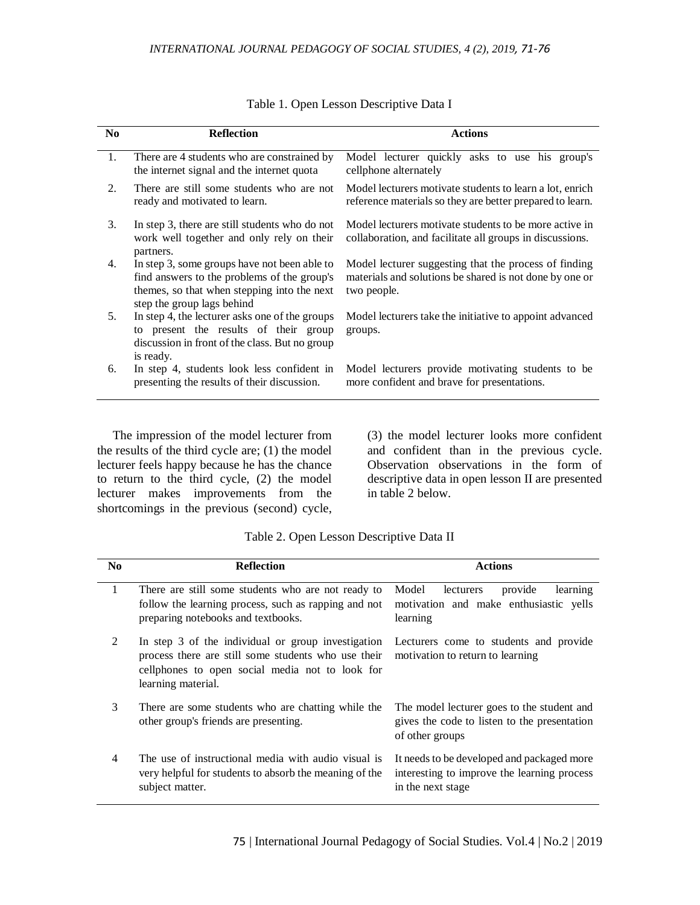Table 1. Open Lesson Descriptive Data I

| No | Reflection | Actions |
|---|---|---|
| 1. | There are 4 students who are constrained by the internet signal and the internet quota | Model lecturer quickly asks to use his group's cellphone alternately |
| 2. | There are still some students who are not ready and motivated to learn. | Model lecturers motivate students to learn a lot, enrich reference materials so they are better prepared to learn. |
| 3. | In step 3, there are still students who do not work well together and only rely on their partners. | Model lecturers motivate students to be more active in collaboration, and facilitate all groups in discussions. |
| 4. | In step 3, some groups have not been able to find answers to the problems of the group's themes, so that when stepping into the next step the group lags behind | Model lecturer suggesting that the process of finding materials and solutions be shared is not done by one or two people. |
| 5. | In step 4, the lecturer asks one of the groups to present the results of their group discussion in front of the class. But no group is ready. | Model lecturers take the initiative to appoint advanced groups. |
| 6. | In step 4, students look less confident in presenting the results of their discussion. | Model lecturers provide motivating students to be more confident and brave for presentations. |

The impression of the model lecturer from the results of the third cycle are; (1) the model lecturer feels happy because he has the chance to return to the third cycle, (2) the model lecturer makes improvements from the shortcomings in the previous (second) cycle, (3) the model lecturer looks more confident and confident than in the previous cycle. Observation observations in the form of descriptive data in open lesson II are presented in table 2 below.

Table 2. Open Lesson Descriptive Data II

| No | Reflection | Actions |
|---|---|---|
| 1 | There are still some students who are not ready to follow the learning process, such as rapping and not preparing notebooks and textbooks. | Model lecturers provide learning motivation and make enthusiastic yells learning |
| 2 | In step 3 of the individual or group investigation process there are still some students who use their cellphones to open social media not to look for learning material. | Lecturers come to students and provide motivation to return to learning |
| 3 | There are some students who are chatting while the other group's friends are presenting. | The model lecturer goes to the student and gives the code to listen to the presentation of other groups |
| 4 | The use of instructional media with audio visual is very helpful for students to absorb the meaning of the subject matter. | It needs to be developed and packaged more interesting to improve the learning process in the next stage |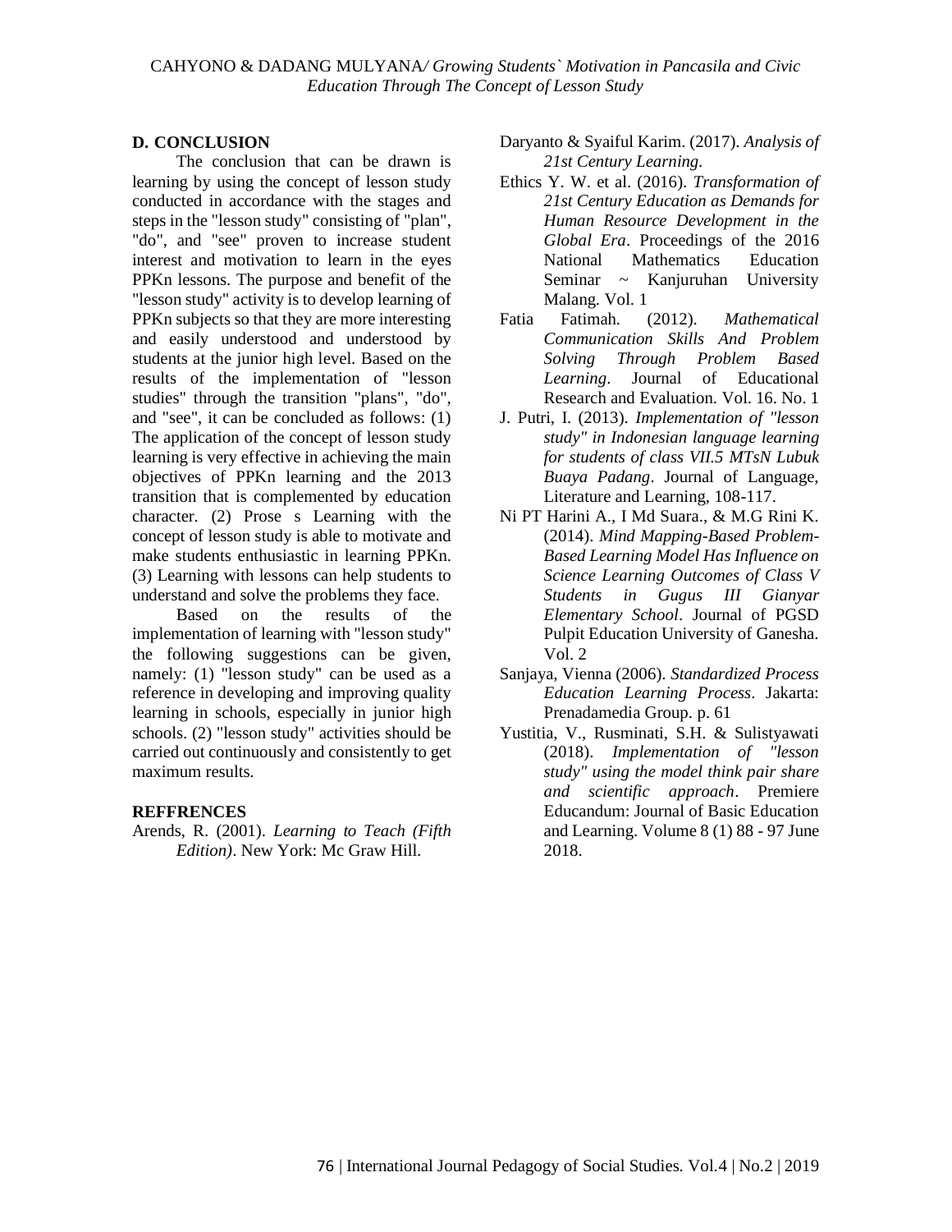## D. CONCLUSION

The conclusion that can be drawn is learning by using the concept of lesson study conducted in accordance with the stages and steps in the "lesson study" consisting of "plan", "do", and "see" proven to increase student interest and motivation to learn in the eyes PPKn lessons. The purpose and benefit of the "lesson study" activity is to develop learning of PPKn subjects so that they are more interesting and easily understood and understood by students at the junior high level. Based on the results of the implementation of "lesson studies" through the transition "plans", "do", and "see", it can be concluded as follows: (1) The application of the concept of lesson study learning is very effective in achieving the main objectives of PPKn learning and the 2013 transition that is complemented by education character. (2) Prose s Learning with the concept of lesson study is able to motivate and make students enthusiastic in learning PPKn. (3) Learning with lessons can help students to understand and solve the problems they face.

Based on the results of the implementation of learning with "lesson study" the following suggestions can be given, namely: (1) "lesson study" can be used as a reference in developing and improving quality learning in schools, especially in junior high schools. (2) "lesson study" activities should be carried out continuously and consistently to get maximum results.

## REFFRENCES

Arends, R. (2001). *Learning to Teach (Fifth Edition)*. New York: Mc Graw Hill.

Daryanto & Syaiful Karim. (2017). *Analysis of 21st Century Learning*.

Ethics Y. W. et al. (2016). *Transformation of 21st Century Education as Demands for Human Resource Development in the Global Era*. Proceedings of the 2016 National Mathematics Education Seminar ~ Kanjuruhan University Malang. Vol. 1

Fatia Fatimah. (2012). *Mathematical Communication Skills And Problem Solving Through Problem Based Learning*. Journal of Educational Research and Evaluation. Vol. 16. No. 1

J. Putri, I. (2013). *Implementation of "lesson study" in Indonesian language learning for students of class VII.5 MTsN Lubuk Buaya Padang*. Journal of Language, Literature and Learning, 108-117.

Ni PT Harini A., I Md Suara., & M.G Rini K. (2014). *Mind Mapping-Based Problem-Based Learning Model Has Influence on Science Learning Outcomes of Class V Students in Gugus III Gianyar Elementary School*. Journal of PGSD Pulpit Education University of Ganesha. Vol. 2

Sanjaya, Vienna (2006). *Standardized Process Education Learning Process*. Jakarta: Prenadamedia Group. p. 61

Yustitia, V., Rusminati, S.H. & Sulistyawati (2018). *Implementation of "lesson study" using the model think pair share and scientific approach*. Premiere Educandum: Journal of Basic Education and Learning. Volume 8 (1) 88 - 97 June 2018.